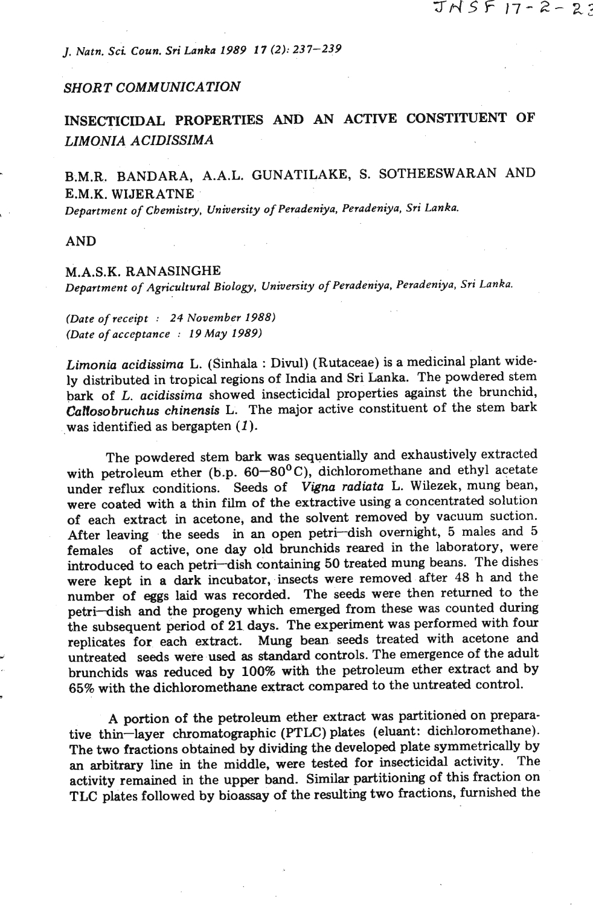*SHORT COMMUNICATION*

# INSECTICIDAL PROPERTIES AND AN ACTIVE CONSTITUENT OF *LIMONIA ACIDISSIMA*

B.M.R. BANDARA, A.A.L. GUNATILAKE, S. SOTHEESWARAN AND E.M.K. WIJERATNE

*Department of Chemistry, University of Peradeniya, Peradeniya, Sri Lanka.*

AND

M.A.S.K. RANASINGHE

*Department of Agricultural Biology, University of Peradeniya, Peradeniya, Sri Lanka.*

*(Date of receipt : 24 November 1988)*
*(Date of acceptance : 19 May 1989)*

*Limonia acidissima* L. (Sinhala : Divul) (Rutaceae) is a medicinal plant widely distributed in tropical regions of India and Sri Lanka. The powdered stem bark of *L. acidissima* showed insecticidal properties against the brunchid, ***Callosobruchus chinensis*** L. The major active constituent of the stem bark was identified as bergapten (*1*).

The powdered stem bark was sequentially and exhaustively extracted with petroleum ether (b.p. 60–80°C), dichloromethane and ethyl acetate under reflux conditions. Seeds of *Vigna radiata* L. Wilezek, mung bean, were coated with a thin film of the extractive using a concentrated solution of each extract in acetone, and the solvent removed by vacuum suction. After leaving the seeds in an open petri–dish overnight, 5 males and 5 females of active, one day old brunchids reared in the laboratory, were introduced to each petri–dish containing 50 treated mung beans. The dishes were kept in a dark incubator, insects were removed after 48 h and the number of eggs laid was recorded. The seeds were then returned to the petri–dish and the progeny which emerged from these was counted during the subsequent period of 21 days. The experiment was performed with four replicates for each extract. Mung bean seeds treated with acetone and untreated seeds were used as standard controls. The emergence of the adult brunchids was reduced by 100% with the petroleum ether extract and by 65% with the dichloromethane extract compared to the untreated control.

A portion of the petroleum ether extract was partitioned on preparative thin–layer chromatographic (PTLC) plates (eluant: dichloromethane). The two fractions obtained by dividing the developed plate symmetrically by an arbitrary line in the middle, were tested for insecticidal activity. The activity remained in the upper band. Similar partitioning of this fraction on TLC plates followed by bioassay of the resulting two fractions, furnished the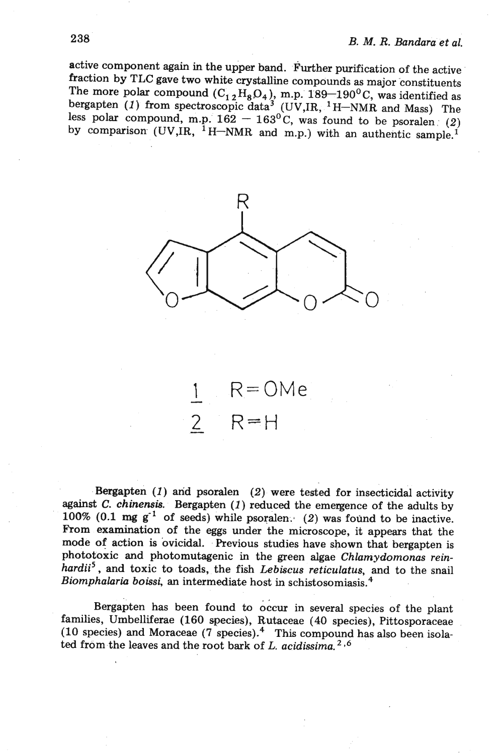active component again in the upper band. Further purification of the active fraction by TLC gave two white crystalline compounds as major constituents The more polar compound ($C_{12}H_8O_4$), m.p. 189–190°C, was identified as bergapten (*1*) from spectroscopic data[3] (UV,IR, $^1$H–NMR and Mass) The less polar compound, m.p. 162 – 163°C, was found to be psoralen (*2*) by comparison (UV,IR, $^1$H–NMR and m.p.) with an authentic sample.[1]

1 R=OMe

2 R=H

**Bergapten** (*1*) and psoralen (*2*) were tested for insecticidal activity against *C. chinensis*. Bergapten (*1*) reduced the emergence of the adults by 100% (0.1 mg $g^{-1}$ of seeds) while psoralen (*2*) was found to be inactive. From examination of the eggs under the microscope, it appears that the mode of action is ovicidal. Previous studies have shown that bergapten is phototoxic and photomutagenic in the green algae *Chlamydomonas reinhardii*[5], and toxic to toads, the fish *Lebiscus reticulatus*, and to the snail *Biomphalaria boissi*, an intermediate host in schistosomiasis.[4]

Bergapten has been found to occur in several species of the plant families, Umbelliferae (160 species), Rutaceae (40 species), Pittosporaceae (10 species) and Moraceae (7 species).[4] This compound has also been isolated from the leaves and the root bark of *L. acidissima*.[2,6]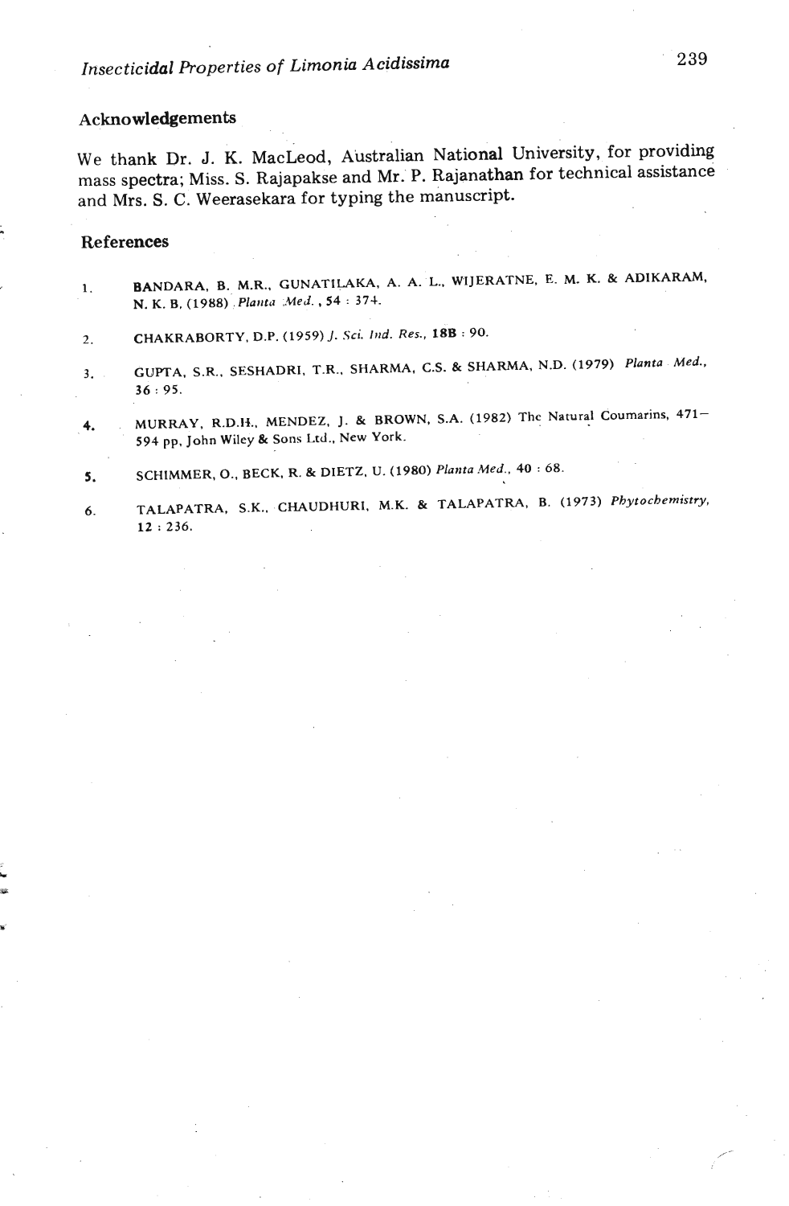## Acknowledgements

We thank Dr. J. K. MacLeod, Australian National University, for providing mass spectra; Miss. S. Rajapakse and Mr. P. Rajanathan for technical assistance and Mrs. S. C. Weerasekara for typing the manuscript.

## References

1. BANDARA, B. M.R., GUNATILAKA, A. A. L., WIJERATNE, E. M. K. & ADIKARAM, N. K. B. (1988) *Planta Med.*, **54** : 374.

2. CHAKRABORTY, D.P. (1959) *J. Sci. Ind. Res.*, **18B** : 90.

3. GUPTA, S.R., SESHADRI, T.R., SHARMA, C.S. & SHARMA, N.D. (1979) *Planta Med.*, **36** : 95.

4. MURRAY, R.D.H., MENDEZ, J. & BROWN, S.A. (1982) The Natural Coumarins, 471–594 pp, John Wiley & Sons Ltd., New York.

5. SCHIMMER, O., BECK, R. & DIETZ, U. (1980) *Planta Med.*, **40** : 68.

6. TALAPATRA, S.K., CHAUDHURI, M.K. & TALAPATRA, B. (1973) *Phytochemistry*, **12** : 236.